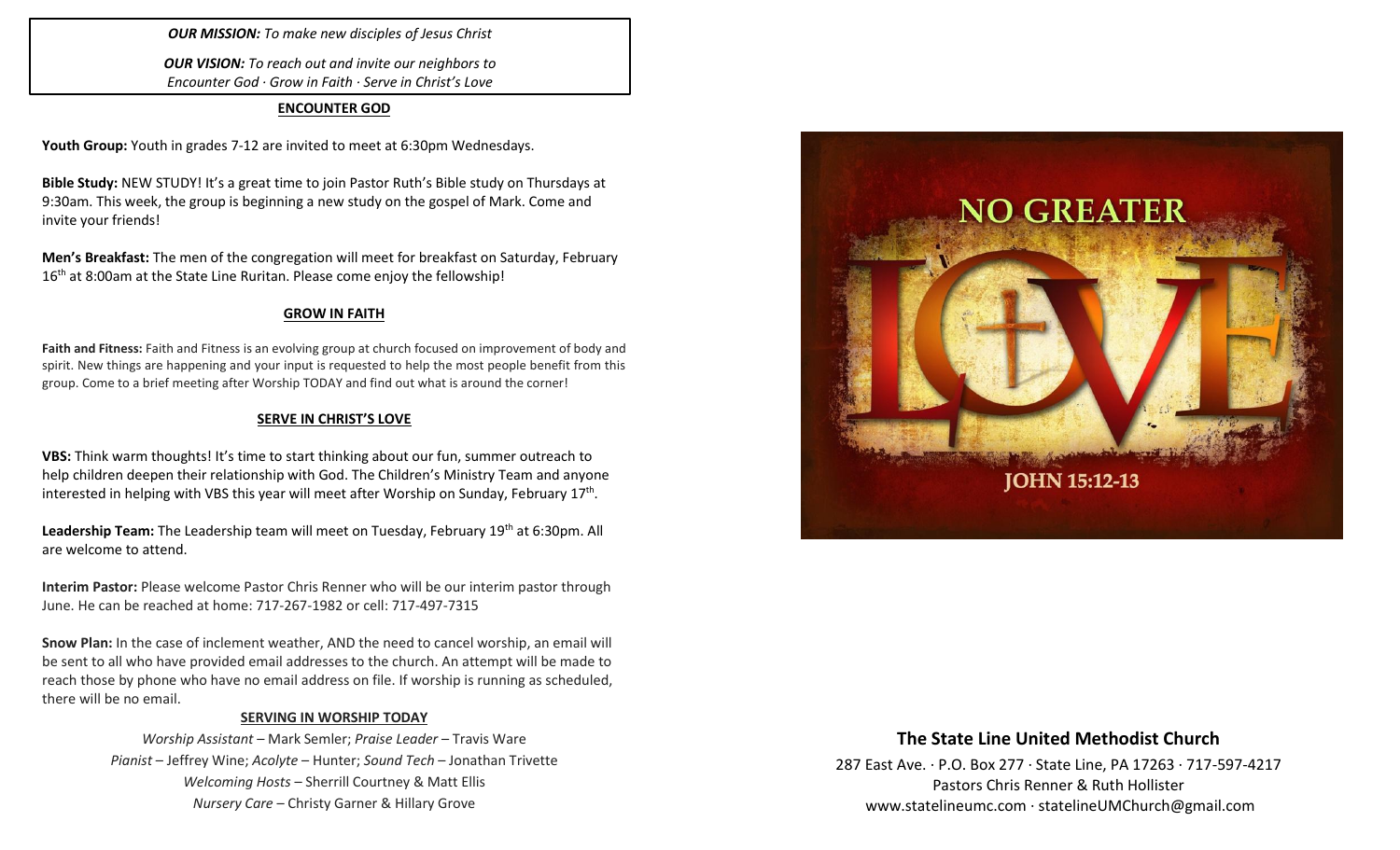***OUR MISSION:*** *To make new disciples of Jesus Christ*

***OUR VISION:*** *To reach out and invite our neighbors to Encounter God · Grow in Faith · Serve in Christ's Love*

## ENCOUNTER GOD

**Youth Group:** Youth in grades 7-12 are invited to meet at 6:30pm Wednesdays.

**Bible Study:** NEW STUDY! It's a great time to join Pastor Ruth's Bible study on Thursdays at 9:30am. This week, the group is beginning a new study on the gospel of Mark. Come and invite your friends!

**Men's Breakfast:** The men of the congregation will meet for breakfast on Saturday, February 16th at 8:00am at the State Line Ruritan. Please come enjoy the fellowship!

## GROW IN FAITH

**Faith and Fitness:** Faith and Fitness is an evolving group at church focused on improvement of body and spirit. New things are happening and your input is requested to help the most people benefit from this group. Come to a brief meeting after Worship TODAY and find out what is around the corner!

## SERVE IN CHRIST'S LOVE

**VBS:** Think warm thoughts! It's time to start thinking about our fun, summer outreach to help children deepen their relationship with God. The Children's Ministry Team and anyone interested in helping with VBS this year will meet after Worship on Sunday, February 17th.

**Leadership Team:** The Leadership team will meet on Tuesday, February 19th at 6:30pm. All are welcome to attend.

**Interim Pastor:** Please welcome Pastor Chris Renner who will be our interim pastor through June. He can be reached at home: 717-267-1982 or cell: 717-497-7315

**Snow Plan:** In the case of inclement weather, AND the need to cancel worship, an email will be sent to all who have provided email addresses to the church. An attempt will be made to reach those by phone who have no email address on file. If worship is running as scheduled, there will be no email.

## SERVING IN WORSHIP TODAY

*Worship Assistant* – Mark Semler; *Praise Leader* – Travis Ware
*Pianist* – Jeffrey Wine; *Acolyte* – Hunter; *Sound Tech* – Jonathan Trivette
*Welcoming Hosts* – Sherrill Courtney & Matt Ellis
*Nursery Care* – Christy Garner & Hillary Grove

NO GREATER LOVE

JOHN 15:12-13

## The State Line United Methodist Church

287 East Ave. · P.O. Box 277 · State Line, PA 17263 · 717-597-4217
Pastors Chris Renner & Ruth Hollister
www.statelineumc.com · statelineUMChurch@gmail.com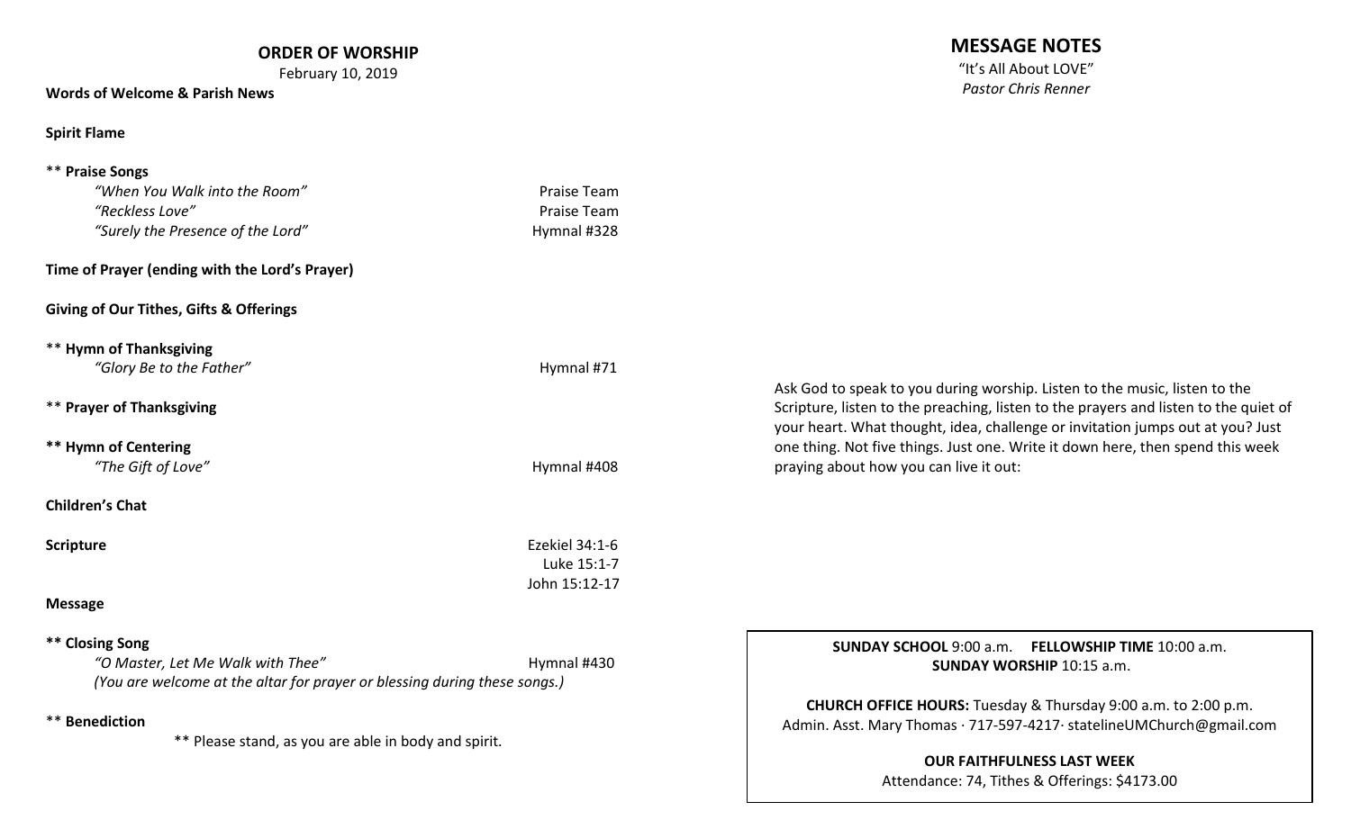## ORDER OF WORSHIP

February 10, 2019

**Words of Welcome & Parish News**

**Spirit Flame**

** **Praise Songs**

| | |
|---|---|
| *"When You Walk into the Room"* | Praise Team |
| *"Reckless Love"* | Praise Team |
| *"Surely the Presence of the Lord"* | Hymnal #328 |

**Time of Prayer (ending with the Lord's Prayer)**

**Giving of Our Tithes, Gifts & Offerings**

** **Hymn of Thanksgiving**

*"Glory Be to the Father"* — Hymnal #71

** **Prayer of Thanksgiving**

** **Hymn of Centering**

*"The Gift of Love"* — Hymnal #408

**Children's Chat**

**Scripture** — Ezekiel 34:1-6, Luke 15:1-7, John 15:12-17

**Message**

** **Closing Song**

*"O Master, Let Me Walk with Thee"* — Hymnal #430

*(You are welcome at the altar for prayer or blessing during these songs.)*

** **Benediction**

** Please stand, as you are able in body and spirit.

## MESSAGE NOTES

"It's All About LOVE"

*Pastor Chris Renner*

Ask God to speak to you during worship. Listen to the music, listen to the Scripture, listen to the preaching, listen to the prayers and listen to the quiet of your heart. What thought, idea, challenge or invitation jumps out at you? Just one thing. Not five things. Just one. Write it down here, then spend this week praying about how you can live it out:

**SUNDAY SCHOOL** 9:00 a.m. **FELLOWSHIP TIME** 10:00 a.m.
**SUNDAY WORSHIP** 10:15 a.m.

**CHURCH OFFICE HOURS:** Tuesday & Thursday 9:00 a.m. to 2:00 p.m.
Admin. Asst. Mary Thomas · 717-597-4217· statelineUMChurch@gmail.com

**OUR FAITHFULNESS LAST WEEK**
Attendance: 74, Tithes & Offerings: $4173.00